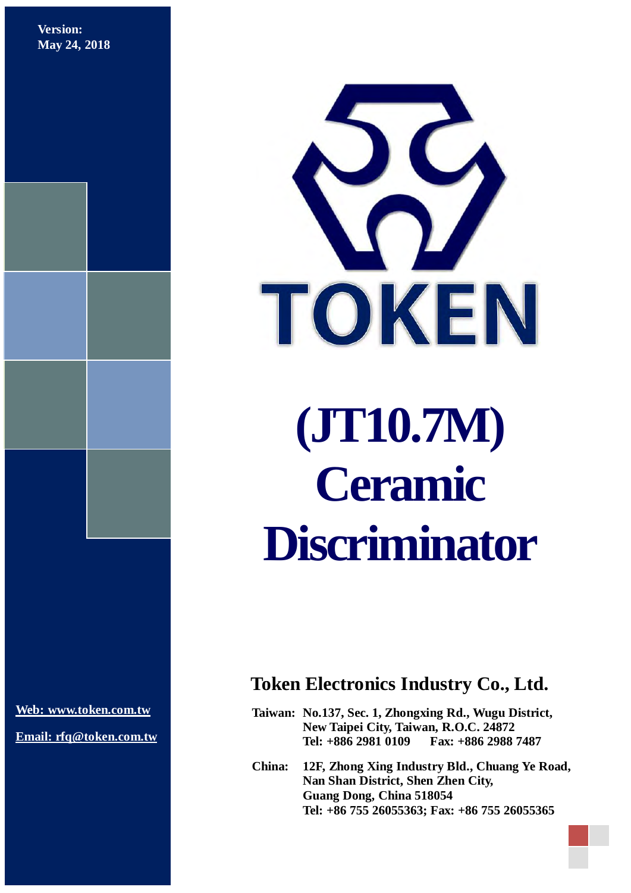**Version:**
**May 24, 2018**

TOKEN

# (JT10.7M) Ceramic Discriminator

**Web: www.token.com.tw**

**Email: rfq@token.com.tw**

## Token Electronics Industry Co., Ltd.

**Taiwan:** No.137, Sec. 1, Zhongxing Rd., Wugu District,
New Taipei City, Taiwan, R.O.C. 24872
Tel: +886 2981 0109 Fax: +886 2988 7487

**China:** 12F, Zhong Xing Industry Bld., Chuang Ye Road,
Nan Shan District, Shen Zhen City,
Guang Dong, China 518054
Tel: +86 755 26055363; Fax: +86 755 26055365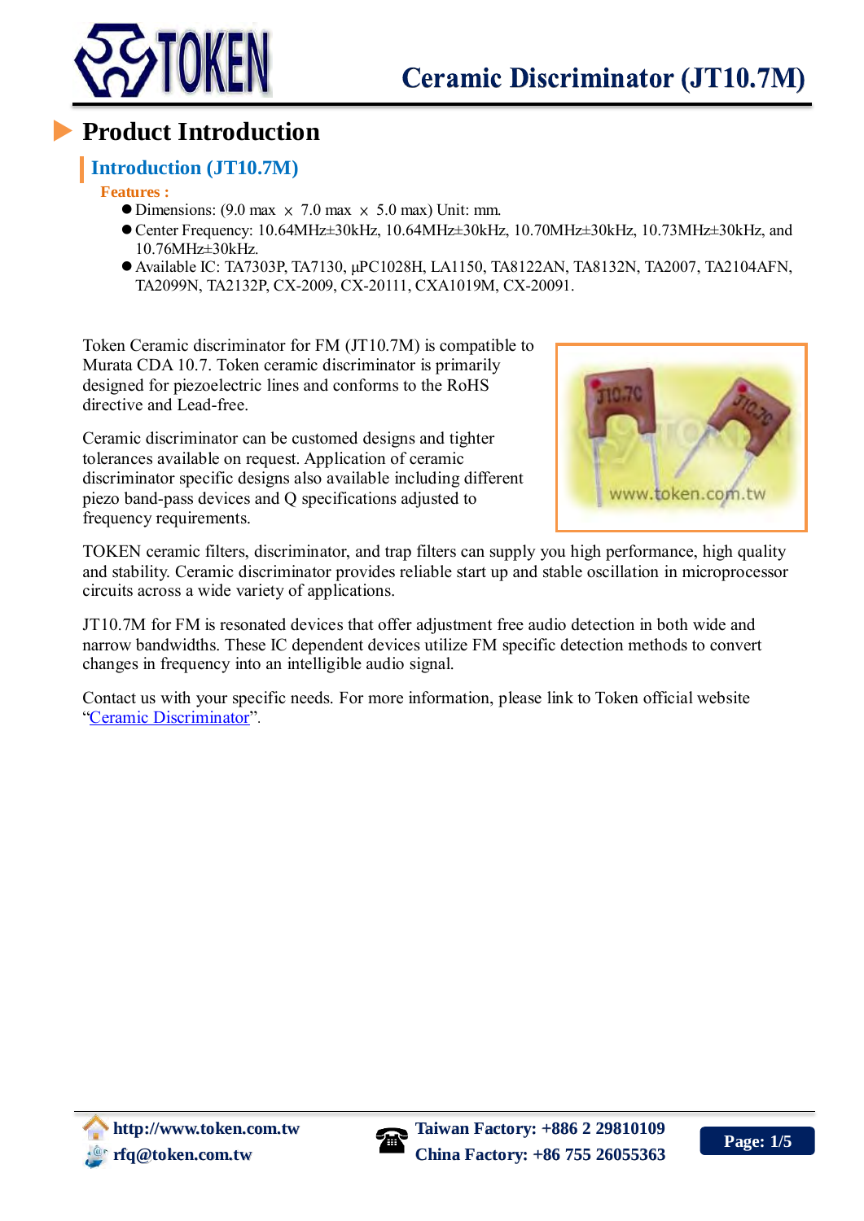# Product Introduction

## Introduction (JT10.7M)

**Features :**

- Dimensions: (9.0 max × 7.0 max × 5.0 max) Unit: mm.
- Center Frequency: 10.64MHz±30kHz, 10.64MHz±30kHz, 10.70MHz±30kHz, 10.73MHz±30kHz, and 10.76MHz±30kHz.
- Available IC: TA7303P, TA7130, µPC1028H, LA1150, TA8122AN, TA8132N, TA2007, TA2104AFN, TA2099N, TA2132P, CX-2009, CX-20111, CXA1019M, CX-20091.

Token Ceramic discriminator for FM (JT10.7M) is compatible to Murata CDA 10.7. Token ceramic discriminator is primarily designed for piezoelectric lines and conforms to the RoHS directive and Lead-free.

Ceramic discriminator can be customed designs and tighter tolerances available on request. Application of ceramic discriminator specific designs also available including different piezo band-pass devices and Q specifications adjusted to frequency requirements.

TOKEN ceramic filters, discriminator, and trap filters can supply you high performance, high quality and stability. Ceramic discriminator provides reliable start up and stable oscillation in microprocessor circuits across a wide variety of applications.

JT10.7M for FM is resonated devices that offer adjustment free audio detection in both wide and narrow bandwidths. These IC dependent devices utilize FM specific detection methods to convert changes in frequency into an intelligible audio signal.

Contact us with your specific needs. For more information, please link to Token official website "Ceramic Discriminator".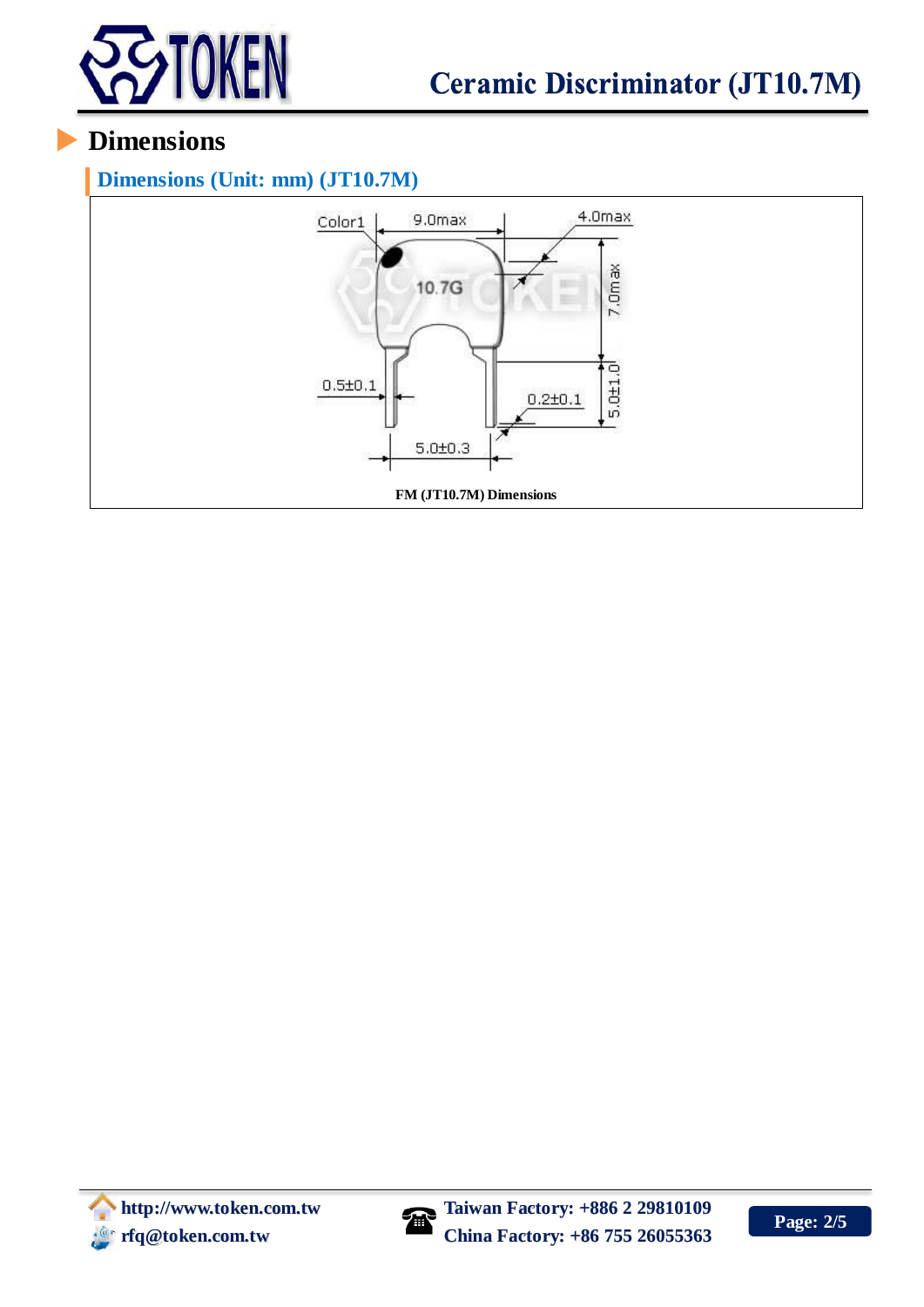## Dimensions

### Dimensions (Unit: mm) (JT10.7M)

Color1 9.0max 4.0max 10.7G 7.0max 0.5±0.1 5.0±1.0 0.2±0.1 5.0±0.3

**FM (JT10.7M) Dimensions**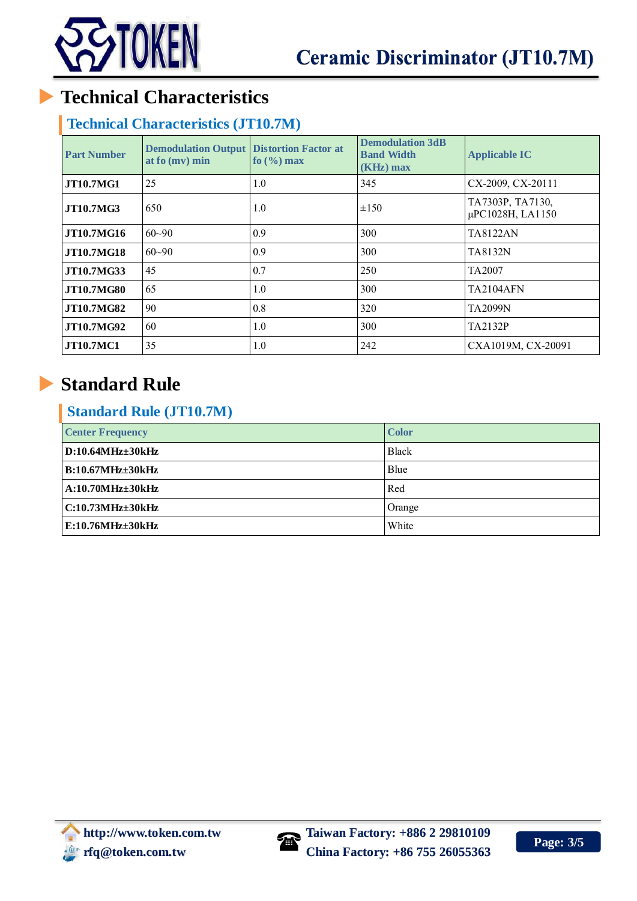# Ceramic Discriminator (JT10.7M)

## Technical Characteristics

### Technical Characteristics (JT10.7M)

| Part Number | Demodulation Output at fo (mv) min | Distortion Factor at fo (%) max | Demodulation 3dB Band Width (KHz) max | Applicable IC |
|---|---|---|---|---|
| **JT10.7MG1** | 25 | 1.0 | 345 | CX-2009, CX-20111 |
| **JT10.7MG3** | 650 | 1.0 | ±150 | TA7303P, TA7130, μPC1028H, LA1150 |
| **JT10.7MG16** | 60~90 | 0.9 | 300 | TA8122AN |
| **JT10.7MG18** | 60~90 | 0.9 | 300 | TA8132N |
| **JT10.7MG33** | 45 | 0.7 | 250 | TA2007 |
| **JT10.7MG80** | 65 | 1.0 | 300 | TA2104AFN |
| **JT10.7MG82** | 90 | 0.8 | 320 | TA2099N |
| **JT10.7MG92** | 60 | 1.0 | 300 | TA2132P |
| **JT10.7MC1** | 35 | 1.0 | 242 | CXA1019M, CX-20091 |

## Standard Rule

### Standard Rule (JT10.7M)

| Center Frequency | Color |
|---|---|
| **D:10.64MHz±30kHz** | Black |
| **B:10.67MHz±30kHz** | Blue |
| **A:10.70MHz±30kHz** | Red |
| **C:10.73MHz±30kHz** | Orange |
| **E:10.76MHz±30kHz** | White |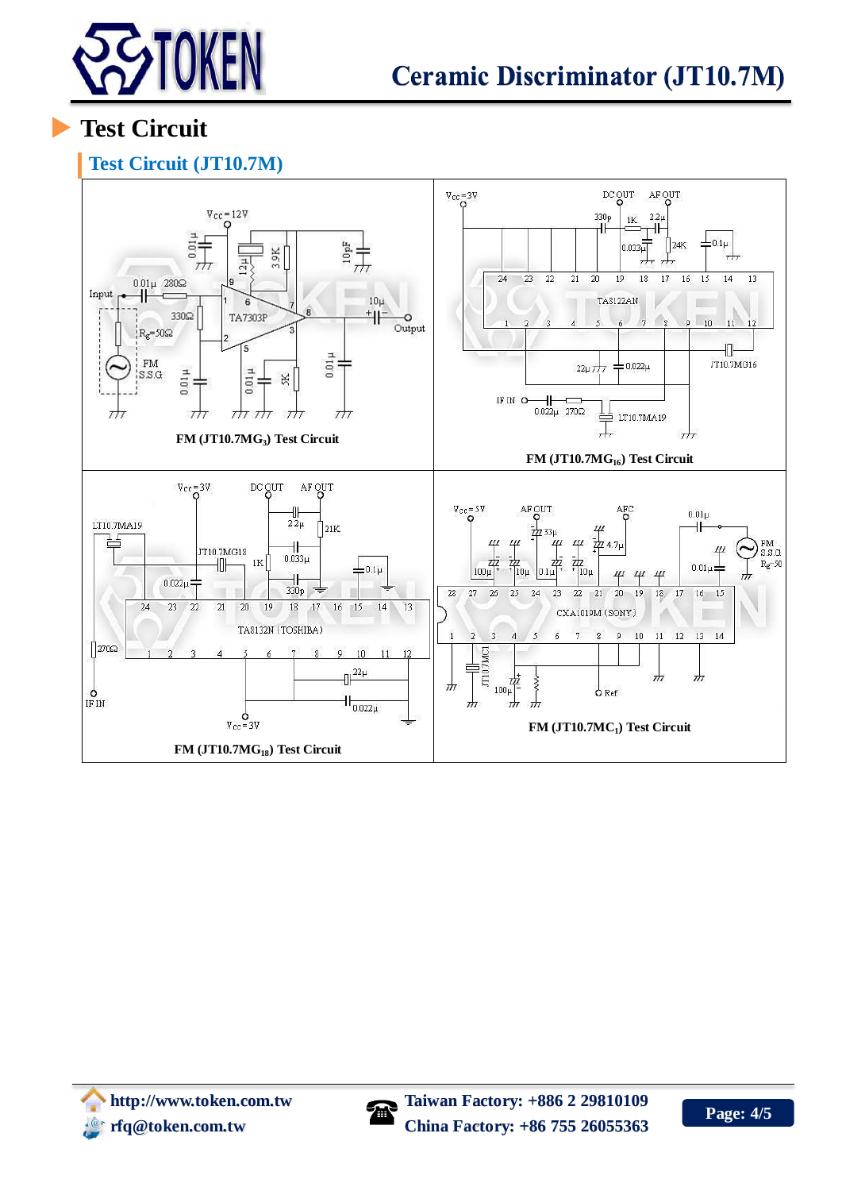# Test Circuit

## Test Circuit (JT10.7M)

FM (JT10.7MG$_3$) Test Circuit

FM (JT10.7MG$_{16}$) Test Circuit

FM (JT10.7MG$_{18}$) Test Circuit

FM (JT10.7MC$_1$) Test Circuit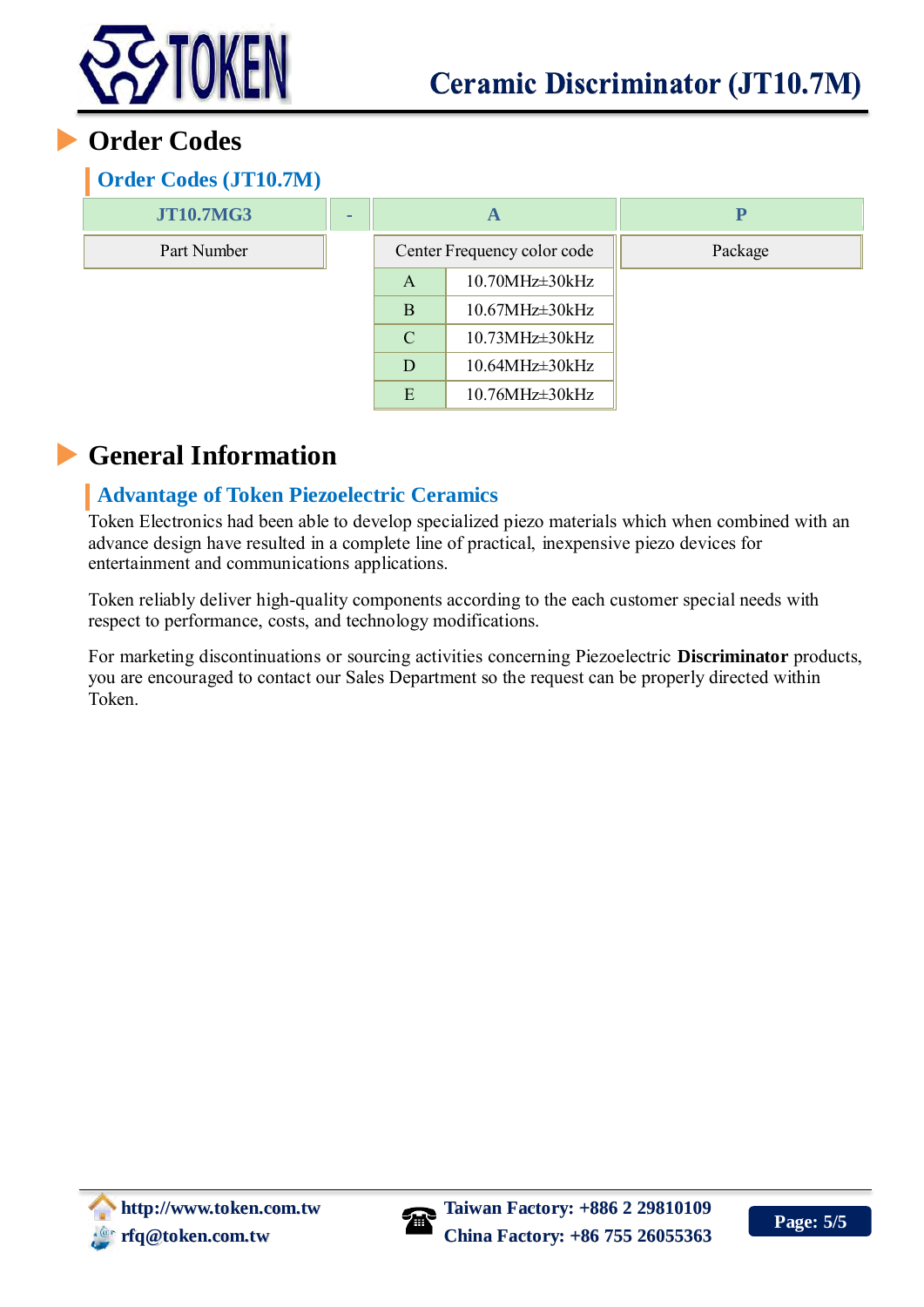# Order Codes

## Order Codes (JT10.7M)

| JT10.7MG3 | - | A | | P |
|---|---|---|---|---|
| Part Number | | Center Frequency color code | | Package |
| | | A | 10.70MHz±30kHz | |
| | | B | 10.67MHz±30kHz | |
| | | C | 10.73MHz±30kHz | |
| | | D | 10.64MHz±30kHz | |
| | | E | 10.76MHz±30kHz | |

# General Information

## Advantage of Token Piezoelectric Ceramics

Token Electronics had been able to develop specialized piezo materials which when combined with an advance design have resulted in a complete line of practical, inexpensive piezo devices for entertainment and communications applications.

Token reliably deliver high-quality components according to the each customer special needs with respect to performance, costs, and technology modifications.

For marketing discontinuations or sourcing activities concerning Piezoelectric **Discriminator** products, you are encouraged to contact our Sales Department so the request can be properly directed within Token.